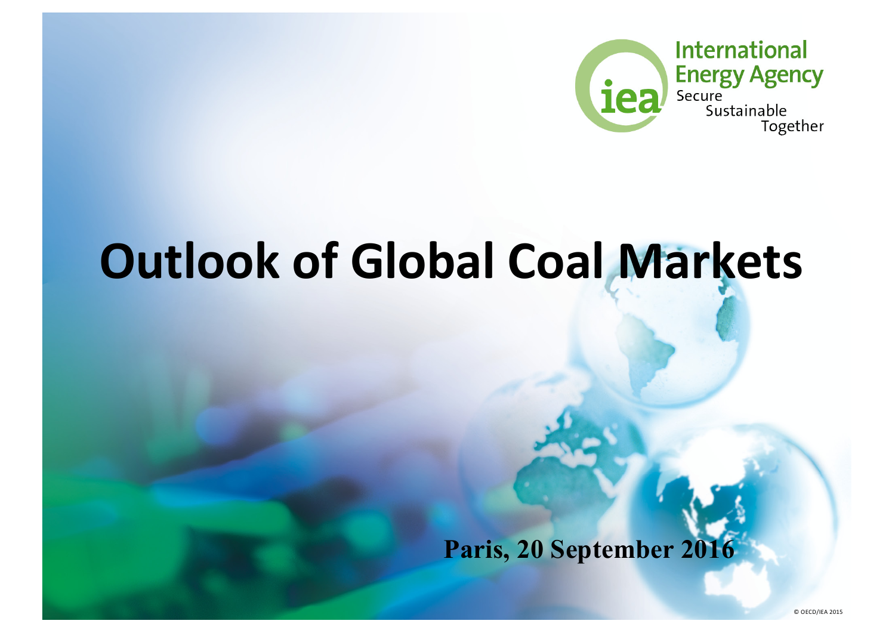International Energy Agency

Secure Sustainable Together

# Outlook of Global Coal Markets

**Paris, 20 September 2016**

© OECD/IEA 2015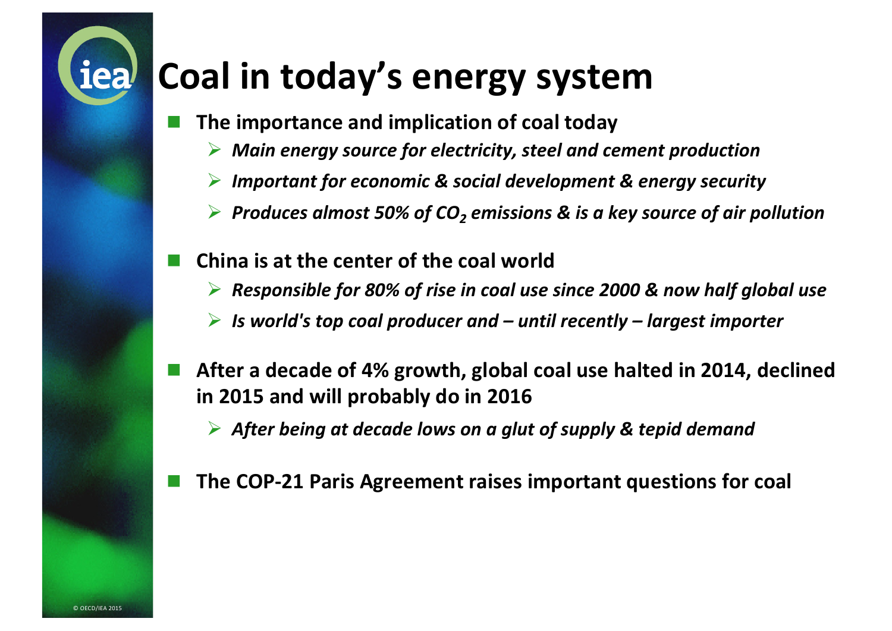# Coal in today's energy system

- **The importance and implication of coal today**
  - ***Main energy source for electricity, steel and cement production***
  - ***Important for economic & social development & energy security***
  - ***Produces almost 50% of $CO_2$ emissions & is a key source of air pollution***
- **China is at the center of the coal world**
  - ***Responsible for 80% of rise in coal use since 2000 & now half global use***
  - ***Is world's top coal producer and – until recently – largest importer***
- **After a decade of 4% growth, global coal use halted in 2014, declined in 2015 and will probably do in 2016**
  - ***After being at decade lows on a glut of supply & tepid demand***
- **The COP-21 Paris Agreement raises important questions for coal**

© OECD/IEA 2015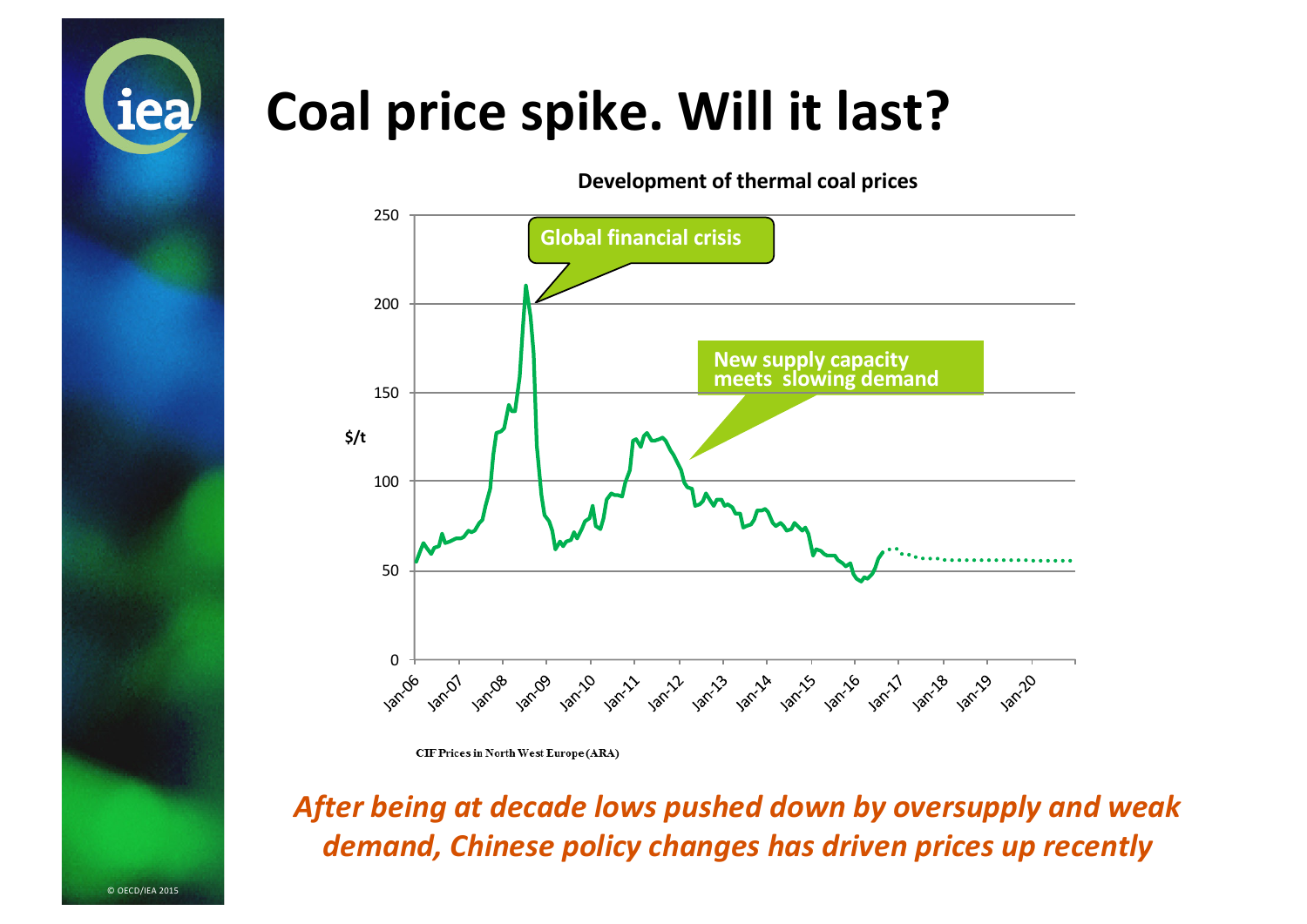# Coal price spike. Will it last?

**Development of thermal coal prices**

Global financial crisis

New supply capacity meets slowing demand

$/t

250
200
150
100
50
0

Jan-06 Jan-07 Jan-08 Jan-09 Jan-10 Jan-11 Jan-12 Jan-13 Jan-14 Jan-15 Jan-16 Jan-17 Jan-18 Jan-19 Jan-20

CIF Prices in North West Europe (ARA)

*After being at decade lows pushed down by oversupply and weak demand, Chinese policy changes has driven prices up recently*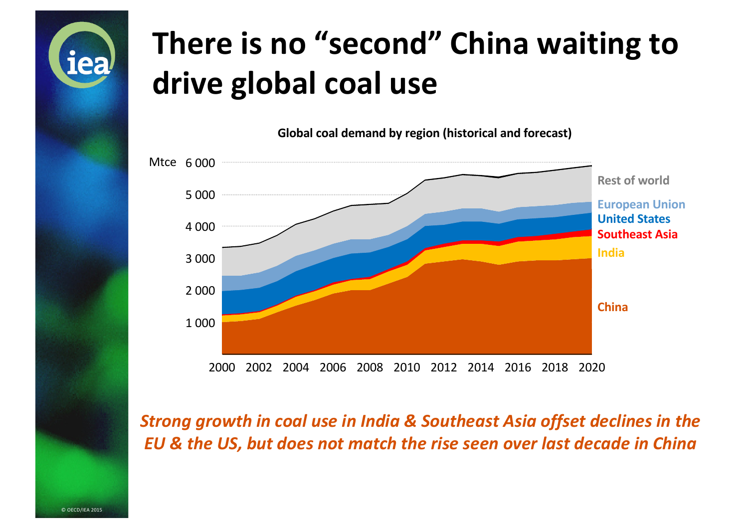# There is no "second" China waiting to drive global coal use

Global coal demand by region (historical and forecast)

Mtce

6 000

5 000

4 000

3 000

2 000

1 000

2000 2002 2004 2006 2008 2010 2012 2014 2016 2018 2020

Rest of world

European Union

United States

Southeast Asia

India

China

*Strong growth in coal use in India & Southeast Asia offset declines in the EU & the US, but does not match the rise seen over last decade in China*

© OECD/IEA 2015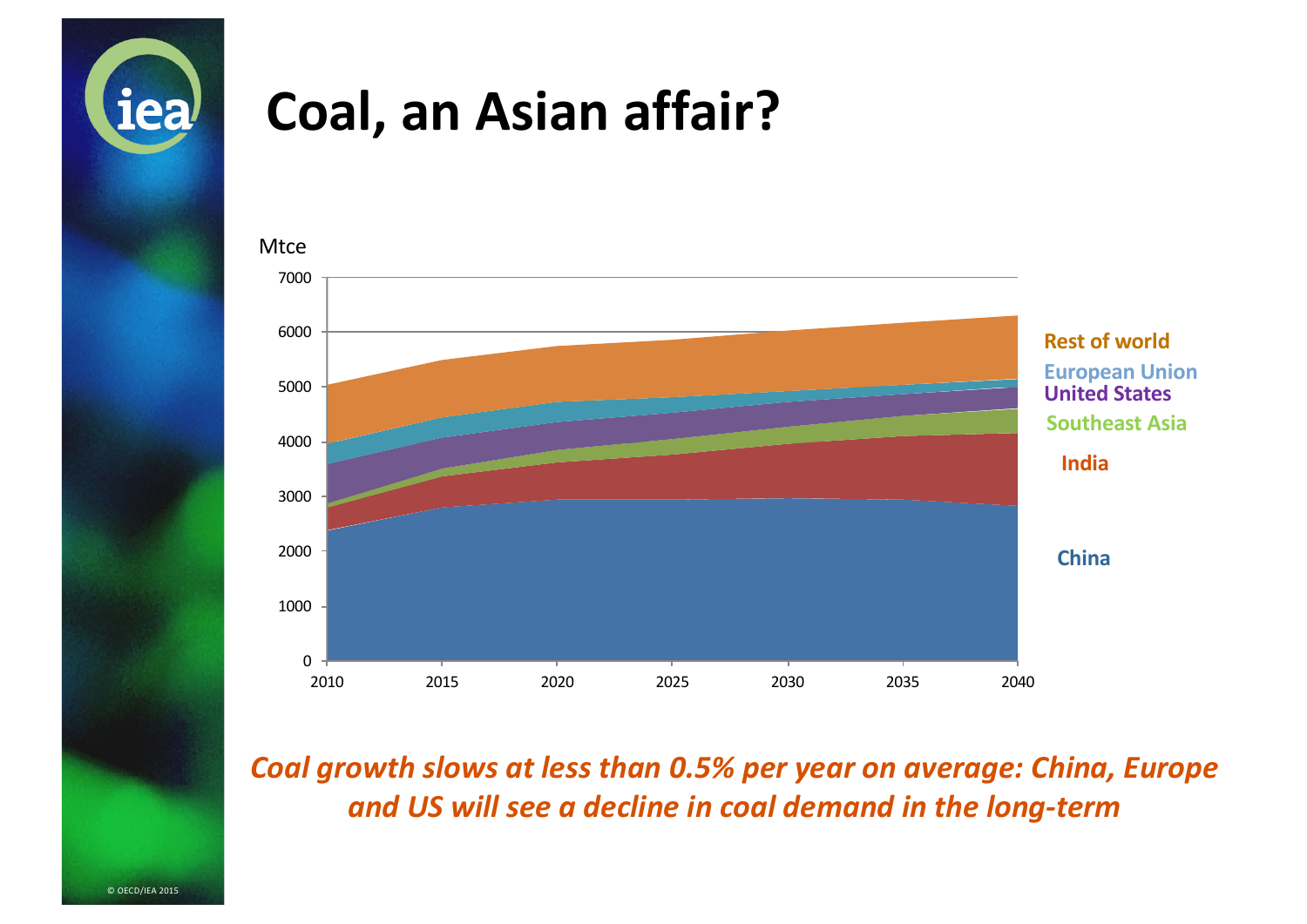# Coal, an Asian affair?

Mtce

7000
6000
5000
4000
3000
2000
1000
0

2010 2015 2020 2025 2030 2035 2040

Rest of world
European Union
United States
Southeast Asia
India
China

***Coal growth slows at less than 0.5% per year on average: China, Europe and US will see a decline in coal demand in the long-term***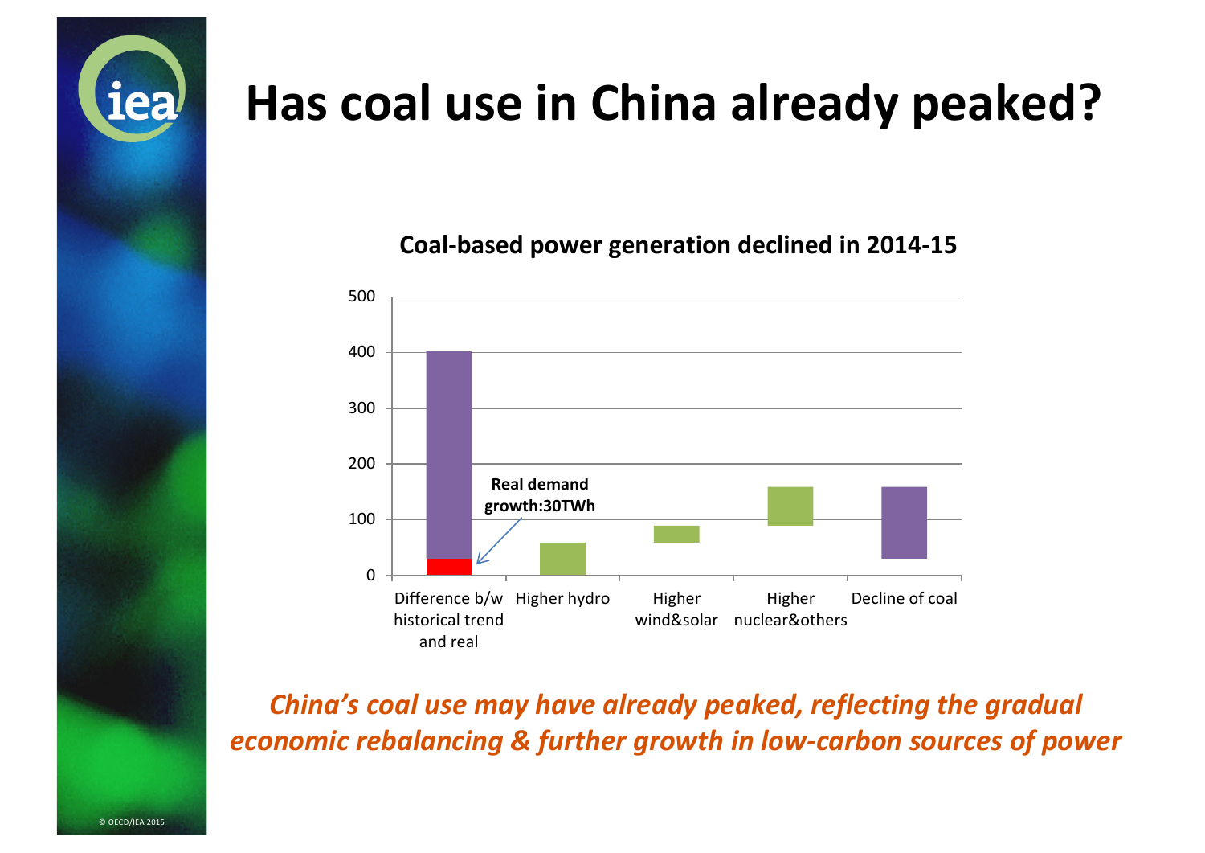# Has coal use in China already peaked?

**Coal-based power generation declined in 2014-15**

500
400
300
200
100
0

**Real demand growth:30TWh**

Difference b/w historical trend and real
Higher hydro
Higher wind&solar
Higher nuclear&others
Decline of coal

*China's coal use may have already peaked, reflecting the gradual economic rebalancing & further growth in low-carbon sources of power*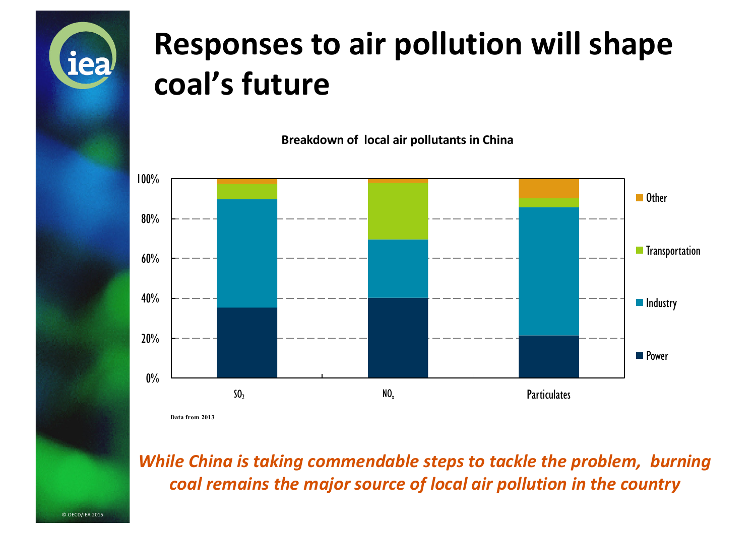# Responses to air pollution will shape coal's future

Breakdown of local air pollutants in China

100%
80%
60%
40%
20%
0%

$SO_2$
$NO_x$
Particulates

Other
Transportation
Industry
Power

Data from 2013

*While China is taking commendable steps to tackle the problem, burning coal remains the major source of local air pollution in the country*

© OECD/IEA 2015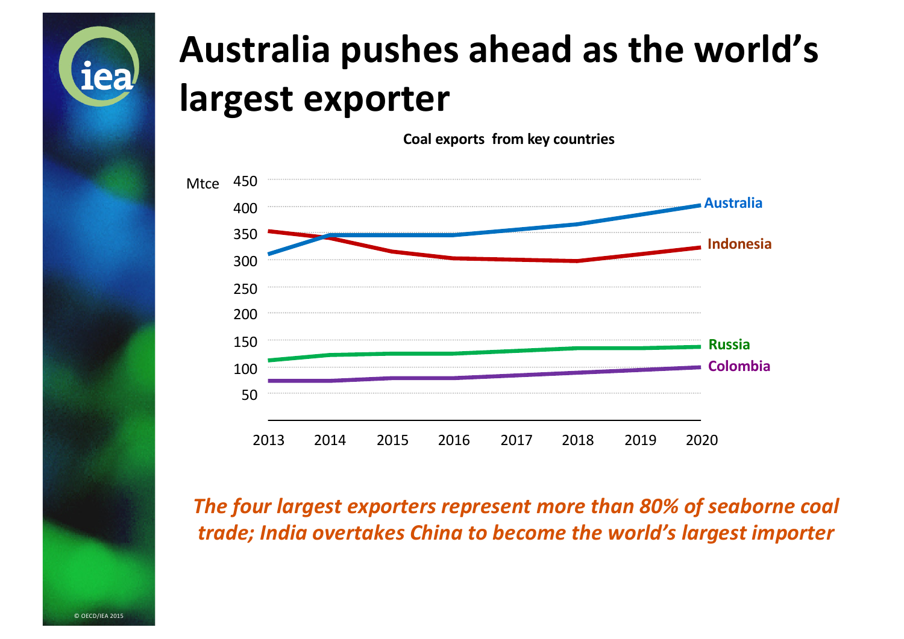# Australia pushes ahead as the world's largest exporter

Coal exports from key countries

Mtce

450
400
350
300
250
200
150
100
50

2013 2014 2015 2016 2017 2018 2019 2020

Australia
Indonesia
Russia
Colombia

*The four largest exporters represent more than 80% of seaborne coal trade; India overtakes China to become the world's largest importer*

© OECD/IEA 2015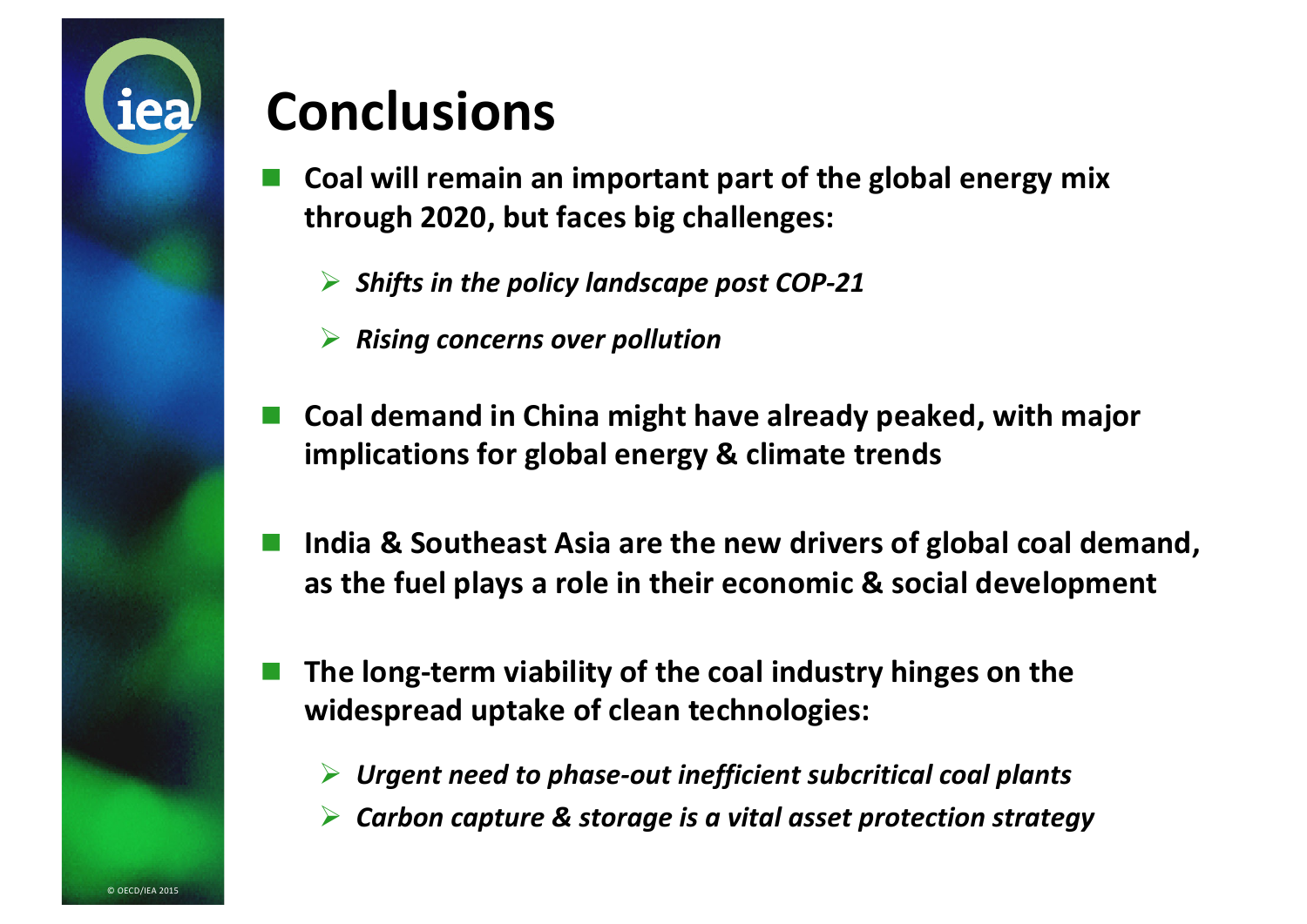# Conclusions

- **Coal will remain an important part of the global energy mix through 2020, but faces big challenges:**
  - ***Shifts in the policy landscape post COP-21***
  - ***Rising concerns over pollution***
- **Coal demand in China might have already peaked, with major implications for global energy & climate trends**
- **India & Southeast Asia are the new drivers of global coal demand, as the fuel plays a role in their economic & social development**
- **The long-term viability of the coal industry hinges on the widespread uptake of clean technologies:**
  - ***Urgent need to phase-out inefficient subcritical coal plants***
  - ***Carbon capture & storage is a vital asset protection strategy***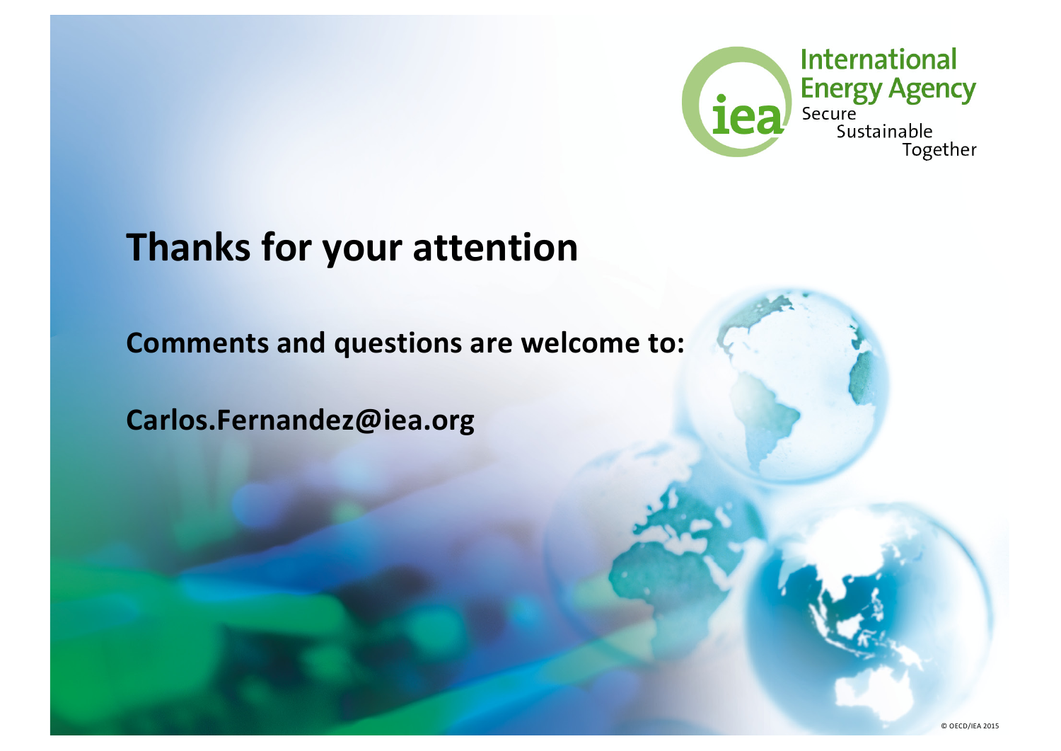International Energy Agency

Secure Sustainable Together

# Thanks for your attention

**Comments and questions are welcome to:**

**Carlos.Fernandez@iea.org**

© OECD/IEA 2015